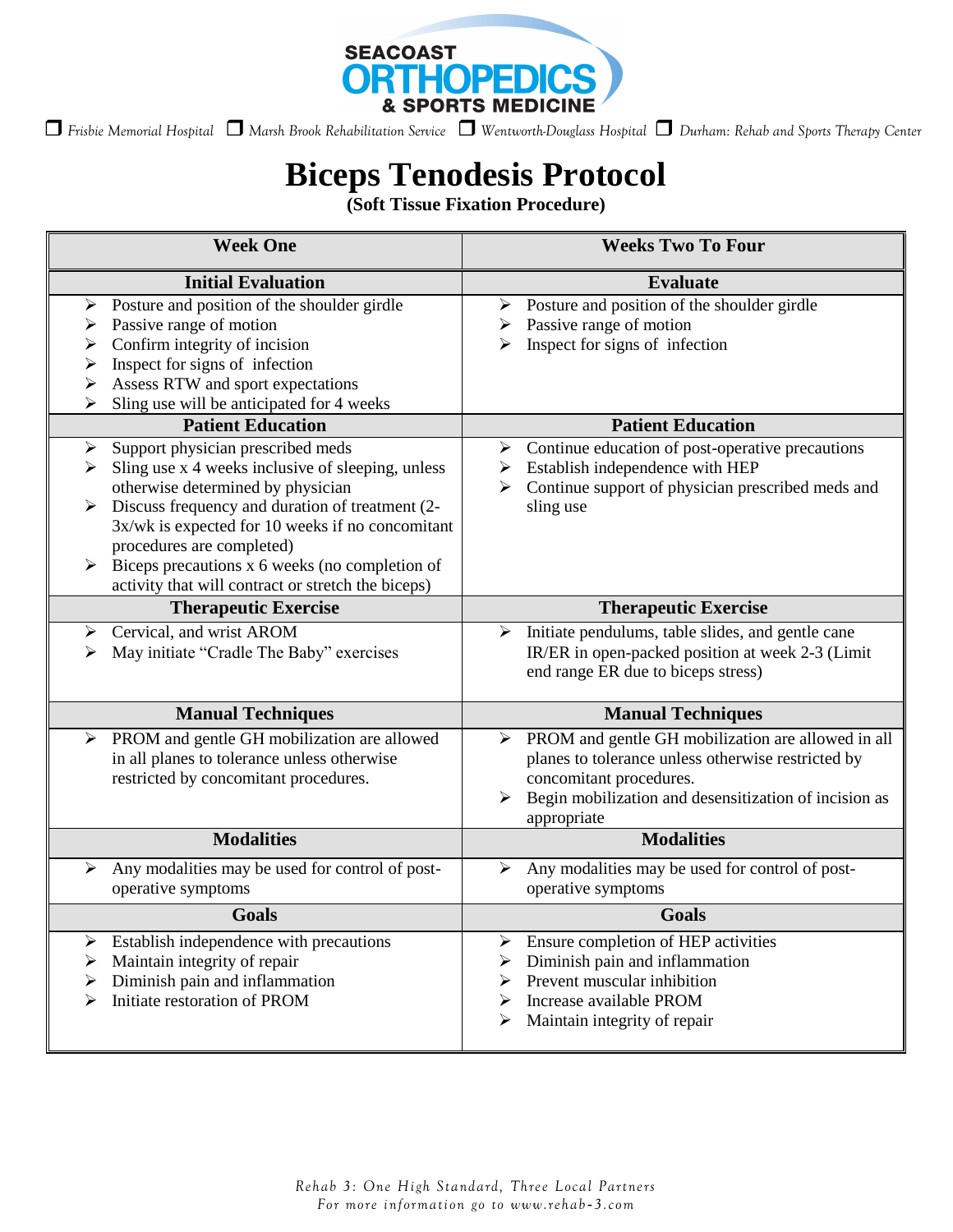SEACOAST ORTHOPEDICS & SPORTS MEDICINE

❒ *Frisbie Memorial Hospital* ❒ *Marsh Brook Rehabilitation Service* ❒ *Wentworth-Douglass Hospital* ❒ *Durham: Rehab and Sports Therapy Center*

# Biceps Tenodesis Protocol

**(Soft Tissue Fixation Procedure)**

| Week One | Weeks Two To Four |
|---|---|
| **Initial Evaluation** | **Evaluate** |
| ➢ Posture and position of the shoulder girdle<br>➢ Passive range of motion<br>➢ Confirm integrity of incision<br>➢ Inspect for signs of infection<br>➢ Assess RTW and sport expectations<br>➢ Sling use will be anticipated for 4 weeks | ➢ Posture and position of the shoulder girdle<br>➢ Passive range of motion<br>➢ Inspect for signs of infection |
| **Patient Education** | **Patient Education** |
| ➢ Support physician prescribed meds<br>➢ Sling use x 4 weeks inclusive of sleeping, unless otherwise determined by physician<br>➢ Discuss frequency and duration of treatment (2-3x/wk is expected for 10 weeks if no concomitant procedures are completed)<br>➢ Biceps precautions x 6 weeks (no completion of activity that will contract or stretch the biceps) | ➢ Continue education of post-operative precautions<br>➢ Establish independence with HEP<br>➢ Continue support of physician prescribed meds and sling use |
| **Therapeutic Exercise** | **Therapeutic Exercise** |
| ➢ Cervical, and wrist AROM<br>➢ May initiate "Cradle The Baby" exercises | ➢ Initiate pendulums, table slides, and gentle cane IR/ER in open-packed position at week 2-3 (Limit end range ER due to biceps stress) |
| **Manual Techniques** | **Manual Techniques** |
| ➢ PROM and gentle GH mobilization are allowed in all planes to tolerance unless otherwise restricted by concomitant procedures. | ➢ PROM and gentle GH mobilization are allowed in all planes to tolerance unless otherwise restricted by concomitant procedures.<br>➢ Begin mobilization and desensitization of incision as appropriate |
| **Modalities** | **Modalities** |
| ➢ Any modalities may be used for control of post-operative symptoms | ➢ Any modalities may be used for control of post-operative symptoms |
| **Goals** | **Goals** |
| ➢ Establish independence with precautions<br>➢ Maintain integrity of repair<br>➢ Diminish pain and inflammation<br>➢ Initiate restoration of PROM | ➢ Ensure completion of HEP activities<br>➢ Diminish pain and inflammation<br>➢ Prevent muscular inhibition<br>➢ Increase available PROM<br>➢ Maintain integrity of repair |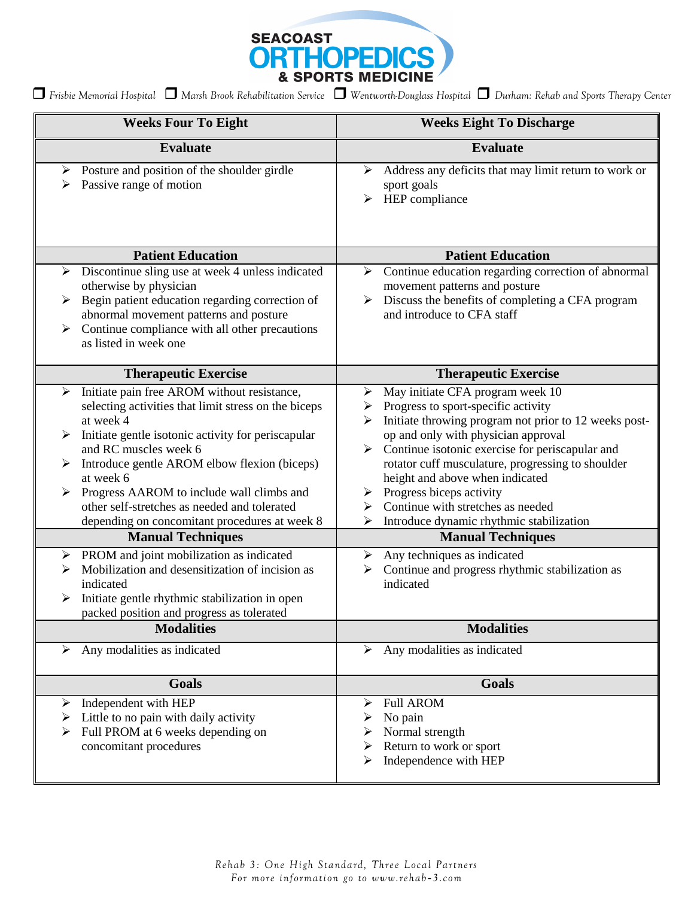SEACOAST ORTHOPEDICS & SPORTS MEDICINE

❐ *Frisbie Memorial Hospital* ❐ *Marsh Brook Rehabilitation Service* ❐ *Wentworth-Douglass Hospital* ❐ *Durham: Rehab and Sports Therapy Center*

| Weeks Four To Eight | Weeks Eight To Discharge |
|---|---|
| **Evaluate** | **Evaluate** |
| ➢ Posture and position of the shoulder girdle<br>➢ Passive range of motion | ➢ Address any deficits that may limit return to work or sport goals<br>➢ HEP compliance |
| **Patient Education** | **Patient Education** |
| ➢ Discontinue sling use at week 4 unless indicated otherwise by physician<br>➢ Begin patient education regarding correction of abnormal movement patterns and posture<br>➢ Continue compliance with all other precautions as listed in week one | ➢ Continue education regarding correction of abnormal movement patterns and posture<br>➢ Discuss the benefits of completing a CFA program and introduce to CFA staff |
| **Therapeutic Exercise** | **Therapeutic Exercise** |
| ➢ Initiate pain free AROM without resistance, selecting activities that limit stress on the biceps at week 4<br>➢ Initiate gentle isotonic activity for periscapular and RC muscles week 6<br>➢ Introduce gentle AROM elbow flexion (biceps) at week 6<br>➢ Progress AAROM to include wall climbs and other self-stretches as needed and tolerated depending on concomitant procedures at week 8 | ➢ May initiate CFA program week 10<br>➢ Progress to sport-specific activity<br>➢ Initiate throwing program not prior to 12 weeks post-op and only with physician approval<br>➢ Continue isotonic exercise for periscapular and rotator cuff musculature, progressing to shoulder height and above when indicated<br>➢ Progress biceps activity<br>➢ Continue with stretches as needed<br>➢ Introduce dynamic rhythmic stabilization |
| **Manual Techniques** | **Manual Techniques** |
| ➢ PROM and joint mobilization as indicated<br>➢ Mobilization and desensitization of incision as indicated<br>➢ Initiate gentle rhythmic stabilization in open packed position and progress as tolerated | ➢ Any techniques as indicated<br>➢ Continue and progress rhythmic stabilization as indicated |
| **Modalities** | **Modalities** |
| ➢ Any modalities as indicated | ➢ Any modalities as indicated |
| **Goals** | **Goals** |
| ➢ Independent with HEP<br>➢ Little to no pain with daily activity<br>➢ Full PROM at 6 weeks depending on concomitant procedures | ➢ Full AROM<br>➢ No pain<br>➢ Normal strength<br>➢ Return to work or sport<br>➢ Independence with HEP |

*Rehab 3: One High Standard, Three Local Partners*
*For more information go to www.rehab-3.com*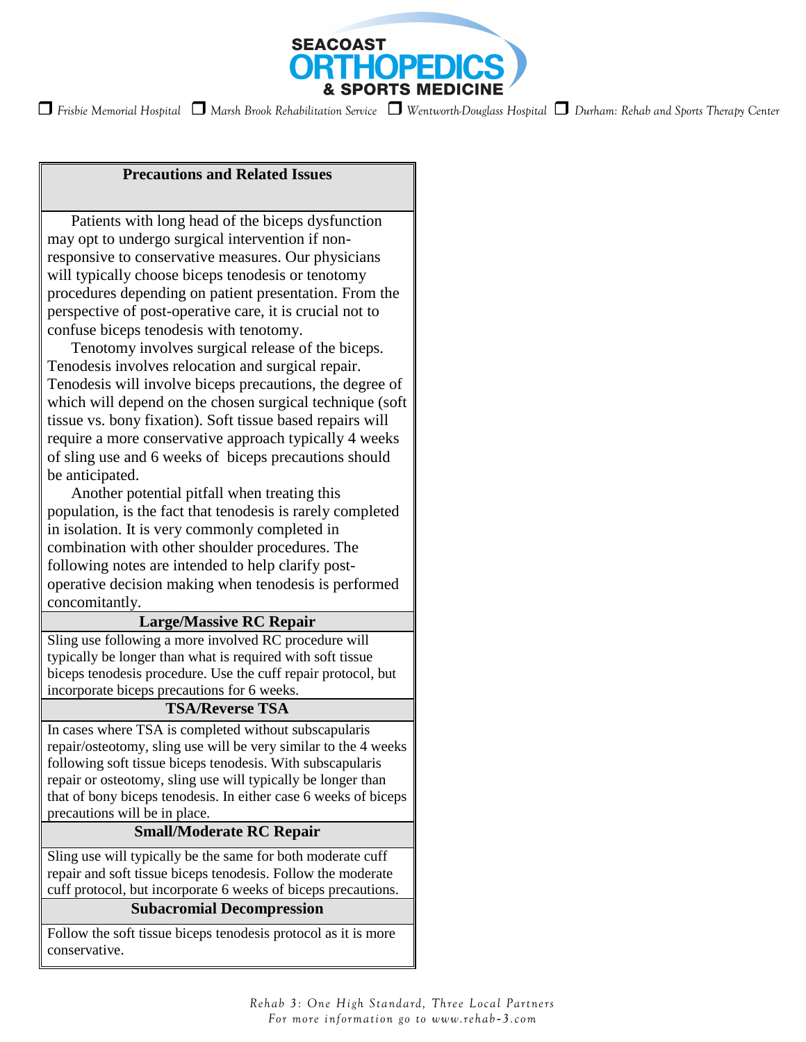SEACOAST ORTHOPEDICS & SPORTS MEDICINE

❒ Frisbie Memorial Hospital ❒ Marsh Brook Rehabilitation Service ❒ Wentworth-Douglass Hospital ❒ Durham: Rehab and Sports Therapy Center

## Precautions and Related Issues

Patients with long head of the biceps dysfunction may opt to undergo surgical intervention if non-responsive to conservative measures. Our physicians will typically choose biceps tenodesis or tenotomy procedures depending on patient presentation. From the perspective of post-operative care, it is crucial not to confuse biceps tenodesis with tenotomy.

Tenotomy involves surgical release of the biceps. Tenodesis involves relocation and surgical repair. Tenodesis will involve biceps precautions, the degree of which will depend on the chosen surgical technique (soft tissue vs. bony fixation). Soft tissue based repairs will require a more conservative approach typically 4 weeks of sling use and 6 weeks of biceps precautions should be anticipated.

Another potential pitfall when treating this population, is the fact that tenodesis is rarely completed in isolation. It is very commonly completed in combination with other shoulder procedures. The following notes are intended to help clarify post-operative decision making when tenodesis is performed concomitantly.

### Large/Massive RC Repair

Sling use following a more involved RC procedure will typically be longer than what is required with soft tissue biceps tenodesis procedure. Use the cuff repair protocol, but incorporate biceps precautions for 6 weeks.

### TSA/Reverse TSA

In cases where TSA is completed without subscapularis repair/osteotomy, sling use will be very similar to the 4 weeks following soft tissue biceps tenodesis. With subscapularis repair or osteotomy, sling use will typically be longer than that of bony biceps tenodesis. In either case 6 weeks of biceps precautions will be in place.

### Small/Moderate RC Repair

Sling use will typically be the same for both moderate cuff repair and soft tissue biceps tenodesis. Follow the moderate cuff protocol, but incorporate 6 weeks of biceps precautions.

### Subacromial Decompression

Follow the soft tissue biceps tenodesis protocol as it is more conservative.

*Rehab 3: One High Standard, Three Local Partners*
*For more information go to www.rehab-3.com*